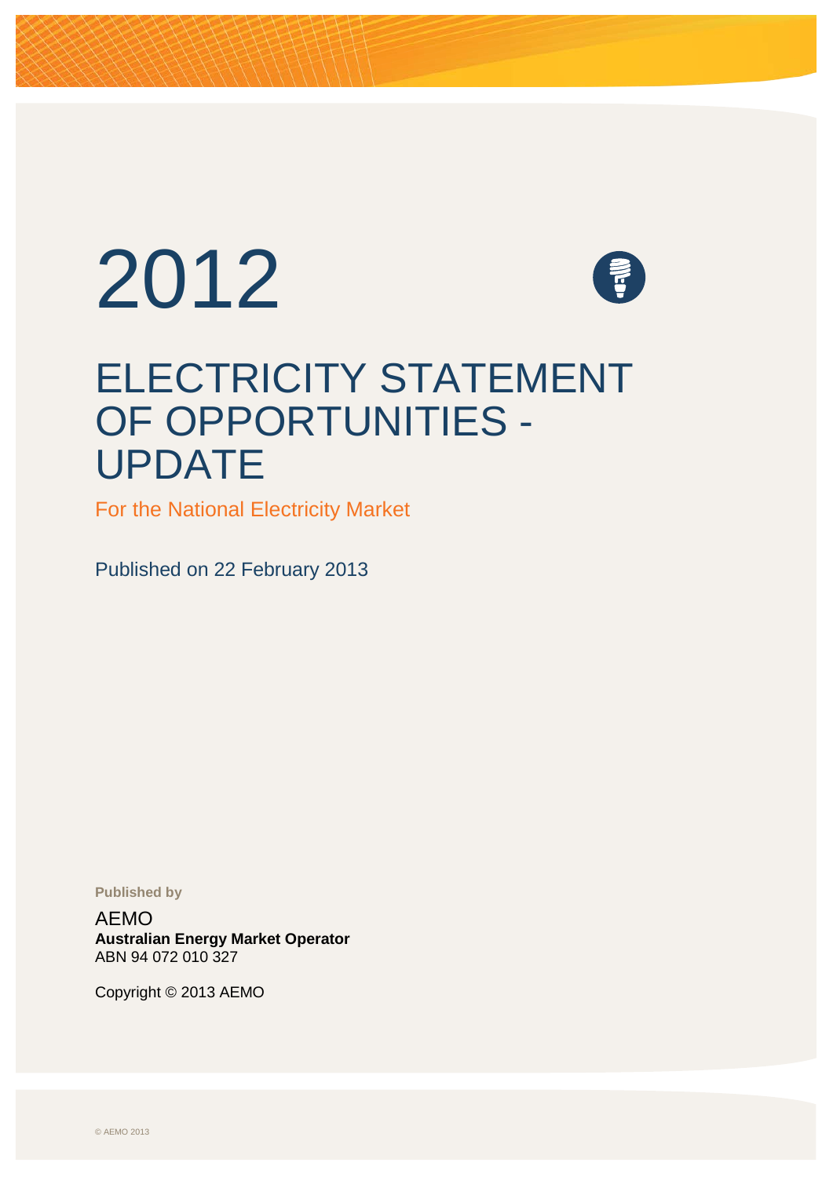# 2012

# ELECTRICITY STATEMENT OF OPPORTUNITIES - UPDATE

For the National Electricity Market

Published on 22 February 2013

**Published by**

AEMO
**Australian Energy Market Operator**
ABN 94 072 010 327

Copyright © 2013 AEMO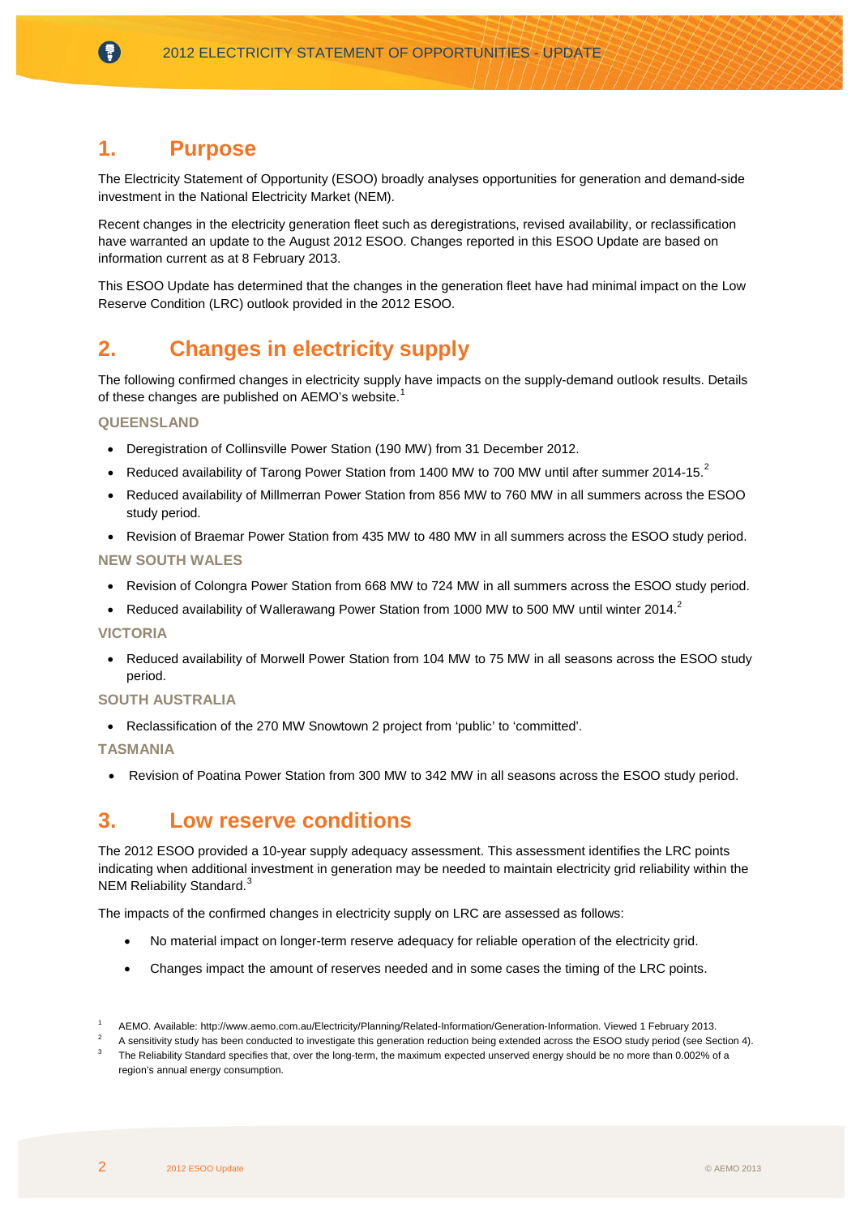# 1. Purpose

The Electricity Statement of Opportunity (ESOO) broadly analyses opportunities for generation and demand-side investment in the National Electricity Market (NEM).

Recent changes in the electricity generation fleet such as deregistrations, revised availability, or reclassification have warranted an update to the August 2012 ESOO. Changes reported in this ESOO Update are based on information current as at 8 February 2013.

This ESOO Update has determined that the changes in the generation fleet have had minimal impact on the Low Reserve Condition (LRC) outlook provided in the 2012 ESOO.

# 2. Changes in electricity supply

The following confirmed changes in electricity supply have impacts on the supply-demand outlook results. Details of these changes are published on AEMO's website.[1]

### QUEENSLAND

- Deregistration of Collinsville Power Station (190 MW) from 31 December 2012.
- Reduced availability of Tarong Power Station from 1400 MW to 700 MW until after summer 2014-15.[2]
- Reduced availability of Millmerran Power Station from 856 MW to 760 MW in all summers across the ESOO study period.
- Revision of Braemar Power Station from 435 MW to 480 MW in all summers across the ESOO study period.

### NEW SOUTH WALES

- Revision of Colongra Power Station from 668 MW to 724 MW in all summers across the ESOO study period.
- Reduced availability of Wallerawang Power Station from 1000 MW to 500 MW until winter 2014.[2]

### VICTORIA

- Reduced availability of Morwell Power Station from 104 MW to 75 MW in all seasons across the ESOO study period.

### SOUTH AUSTRALIA

- Reclassification of the 270 MW Snowtown 2 project from 'public' to 'committed'.

### TASMANIA

- Revision of Poatina Power Station from 300 MW to 342 MW in all seasons across the ESOO study period.

# 3. Low reserve conditions

The 2012 ESOO provided a 10-year supply adequacy assessment. This assessment identifies the LRC points indicating when additional investment in generation may be needed to maintain electricity grid reliability within the NEM Reliability Standard.[3]

The impacts of the confirmed changes in electricity supply on LRC are assessed as follows:

- No material impact on longer-term reserve adequacy for reliable operation of the electricity grid.
- Changes impact the amount of reserves needed and in some cases the timing of the LRC points.

---

[1] AEMO. Available: http://www.aemo.com.au/Electricity/Planning/Related-Information/Generation-Information. Viewed 1 February 2013.

[2] A sensitivity study has been conducted to investigate this generation reduction being extended across the ESOO study period (see Section 4).

[3] The Reliability Standard specifies that, over the long-term, the maximum expected unserved energy should be no more than 0.002% of a region's annual energy consumption.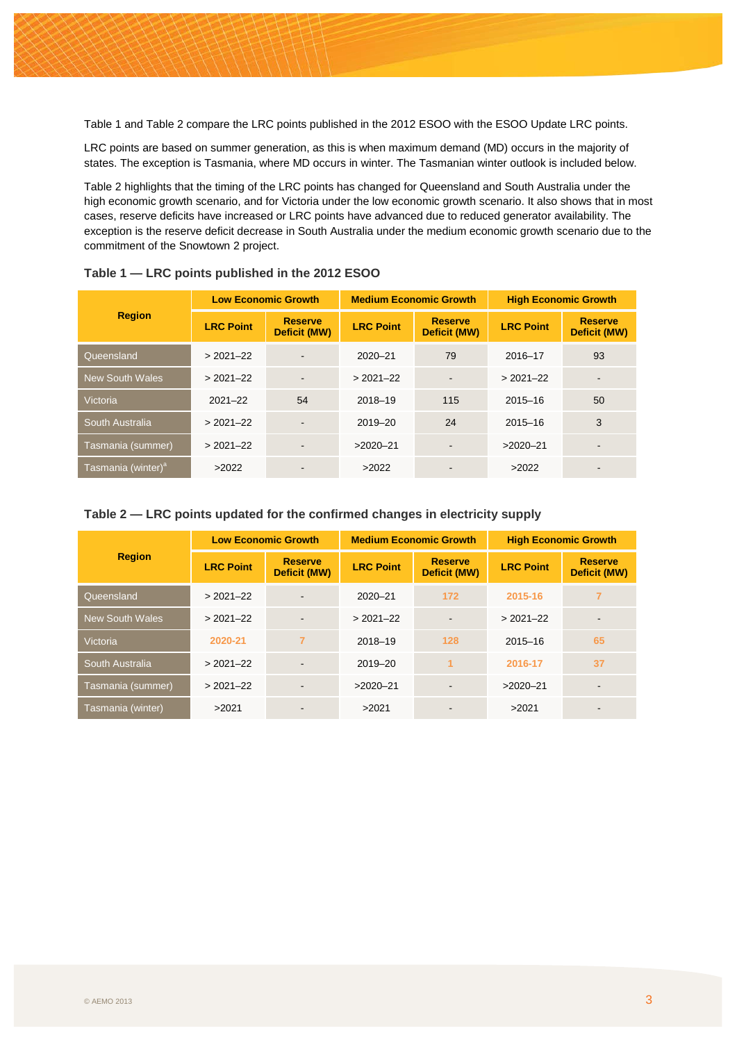Table 1 and Table 2 compare the LRC points published in the 2012 ESOO with the ESOO Update LRC points.

LRC points are based on summer generation, as this is when maximum demand (MD) occurs in the majority of states. The exception is Tasmania, where MD occurs in winter. The Tasmanian winter outlook is included below.

Table 2 highlights that the timing of the LRC points has changed for Queensland and South Australia under the high economic growth scenario, and for Victoria under the low economic growth scenario. It also shows that in most cases, reserve deficits have increased or LRC points have advanced due to reduced generator availability. The exception is the reserve deficit decrease in South Australia under the medium economic growth scenario due to the commitment of the Snowtown 2 project.

### Table 1 — LRC points published in the 2012 ESOO

| Region | Low Economic Growth | | Medium Economic Growth | | High Economic Growth | |
|---|---|---|---|---|---|---|
| | LRC Point | Reserve Deficit (MW) | LRC Point | Reserve Deficit (MW) | LRC Point | Reserve Deficit (MW) |
| Queensland | > 2021–22 | - | 2020–21 | 79 | 2016–17 | 93 |
| New South Wales | > 2021–22 | - | > 2021–22 | - | > 2021–22 | - |
| Victoria | 2021–22 | 54 | 2018–19 | 115 | 2015–16 | 50 |
| South Australia | > 2021–22 | - | 2019–20 | 24 | 2015–16 | 3 |
| Tasmania (summer) | > 2021–22 | - | >2020–21 | - | >2020–21 | - |
| Tasmania (winter)[a] | >2022 | - | >2022 | - | >2022 | - |

### Table 2 — LRC points updated for the confirmed changes in electricity supply

| Region | Low Economic Growth | | Medium Economic Growth | | High Economic Growth | |
|---|---|---|---|---|---|---|
| | LRC Point | Reserve Deficit (MW) | LRC Point | Reserve Deficit (MW) | LRC Point | Reserve Deficit (MW) |
| Queensland | > 2021–22 | - | 2020–21 | 172 | 2015-16 | 7 |
| New South Wales | > 2021–22 | - | > 2021–22 | - | > 2021–22 | - |
| Victoria | 2020-21 | 7 | 2018–19 | 128 | 2015–16 | 65 |
| South Australia | > 2021–22 | - | 2019–20 | 1 | 2016-17 | 37 |
| Tasmania (summer) | > 2021–22 | - | >2020–21 | - | >2020–21 | - |
| Tasmania (winter) | >2021 | - | >2021 | - | >2021 | - |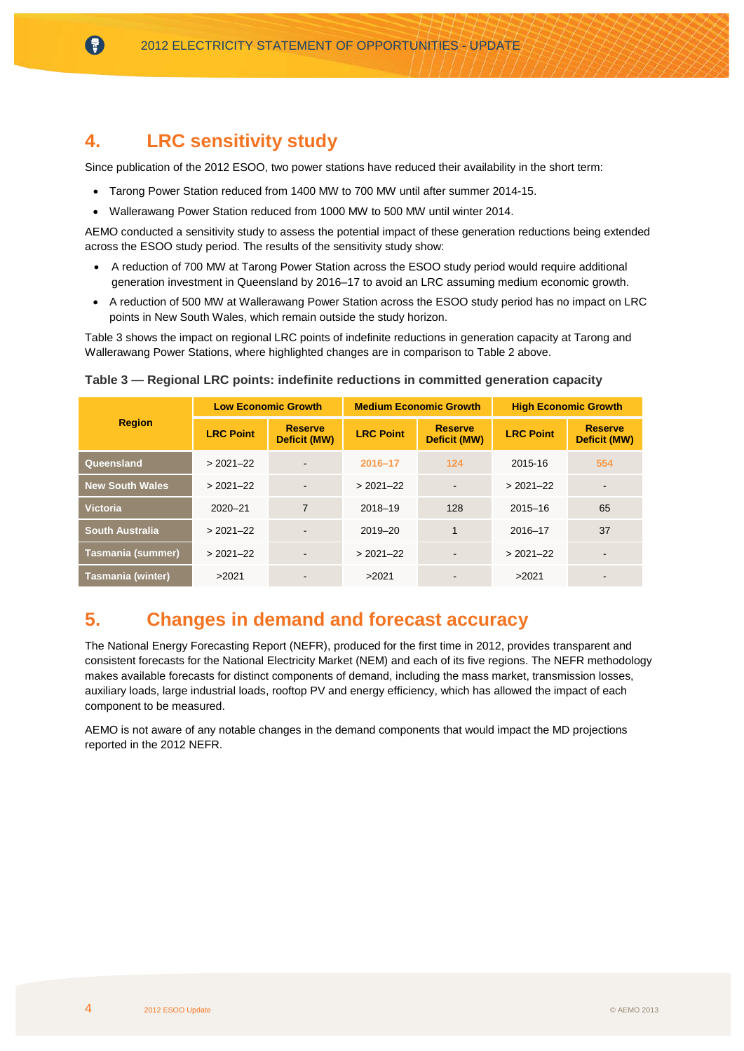## 4. LRC sensitivity study

Since publication of the 2012 ESOO, two power stations have reduced their availability in the short term:

- Tarong Power Station reduced from 1400 MW to 700 MW until after summer 2014-15.
- Wallerawang Power Station reduced from 1000 MW to 500 MW until winter 2014.

AEMO conducted a sensitivity study to assess the potential impact of these generation reductions being extended across the ESOO study period. The results of the sensitivity study show:

- A reduction of 700 MW at Tarong Power Station across the ESOO study period would require additional generation investment in Queensland by 2016–17 to avoid an LRC assuming medium economic growth.
- A reduction of 500 MW at Wallerawang Power Station across the ESOO study period has no impact on LRC points in New South Wales, which remain outside the study horizon.

Table 3 shows the impact on regional LRC points of indefinite reductions in generation capacity at Tarong and Wallerawang Power Stations, where highlighted changes are in comparison to Table 2 above.

**Table 3 — Regional LRC points: indefinite reductions in committed generation capacity**

| Region | Low Economic Growth | | Medium Economic Growth | | High Economic Growth | |
|---|---|---|---|---|---|---|
| | LRC Point | Reserve Deficit (MW) | LRC Point | Reserve Deficit (MW) | LRC Point | Reserve Deficit (MW) |
| Queensland | > 2021–22 | - | 2016–17 | 124 | 2015-16 | 554 |
| New South Wales | > 2021–22 | - | > 2021–22 | - | > 2021–22 | - |
| Victoria | 2020–21 | 7 | 2018–19 | 128 | 2015–16 | 65 |
| South Australia | > 2021–22 | - | 2019–20 | 1 | 2016–17 | 37 |
| Tasmania (summer) | > 2021–22 | - | > 2021–22 | - | > 2021–22 | - |
| Tasmania (winter) | >2021 | - | >2021 | - | >2021 | - |

## 5. Changes in demand and forecast accuracy

The National Energy Forecasting Report (NEFR), produced for the first time in 2012, provides transparent and consistent forecasts for the National Electricity Market (NEM) and each of its five regions. The NEFR methodology makes available forecasts for distinct components of demand, including the mass market, transmission losses, auxiliary loads, large industrial loads, rooftop PV and energy efficiency, which has allowed the impact of each component to be measured.

AEMO is not aware of any notable changes in the demand components that would impact the MD projections reported in the 2012 NEFR.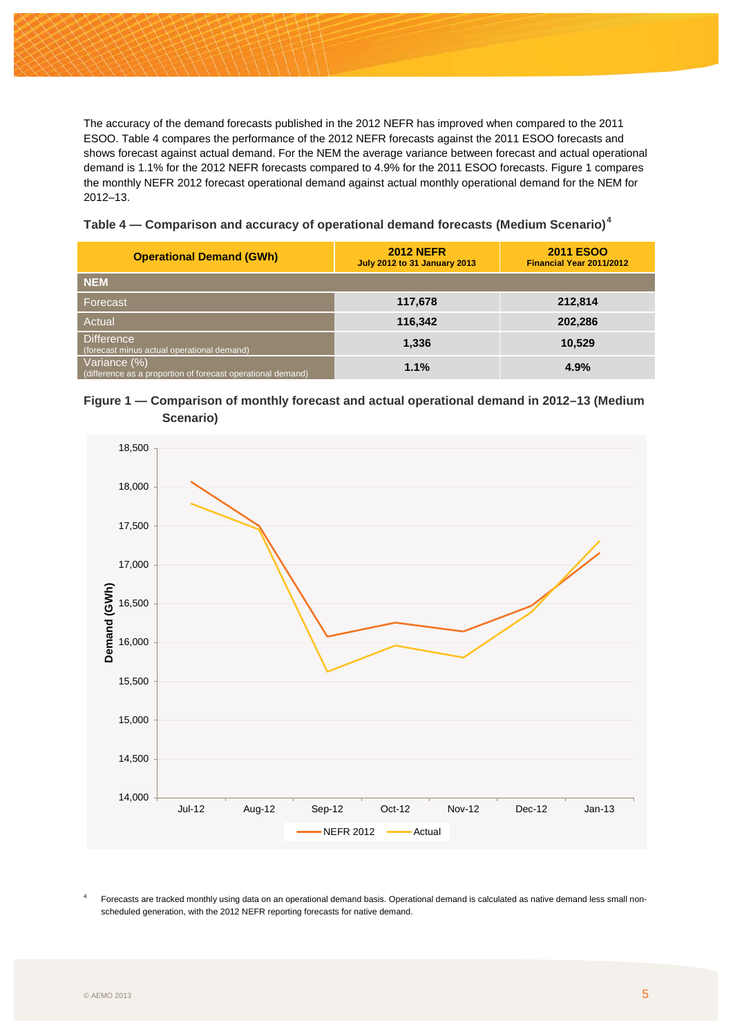The accuracy of the demand forecasts published in the 2012 NEFR has improved when compared to the 2011 ESOO. Table 4 compares the performance of the 2012 NEFR forecasts against the 2011 ESOO forecasts and shows forecast against actual demand. For the NEM the average variance between forecast and actual operational demand is 1.1% for the 2012 NEFR forecasts compared to 4.9% for the 2011 ESOO forecasts. Figure 1 compares the monthly NEFR 2012 forecast operational demand against actual monthly operational demand for the NEM for 2012–13.

**Table 4 — Comparison and accuracy of operational demand forecasts (Medium Scenario)[4]**

| Operational Demand (GWh) | 2012 NEFR July 2012 to 31 January 2013 | 2011 ESOO Financial Year 2011/2012 |
|---|---|---|
| **NEM** | | |
| Forecast | 117,678 | 212,814 |
| Actual | 116,342 | 202,286 |
| Difference (forecast minus actual operational demand) | 1,336 | 10,529 |
| Variance (%) (difference as a proportion of forecast operational demand) | 1.1% | 4.9% |

**Figure 1 — Comparison of monthly forecast and actual operational demand in 2012–13 (Medium Scenario)**

Demand (GWh)

18,500
18,000
17,500
17,000
16,500
16,000
15,500
15,000
14,500
14,000

Jul-12 Aug-12 Sep-12 Oct-12 Nov-12 Dec-12 Jan-13

NEFR 2012 Actual

[4] Forecasts are tracked monthly using data on an operational demand basis. Operational demand is calculated as native demand less small non-scheduled generation, with the 2012 NEFR reporting forecasts for native demand.